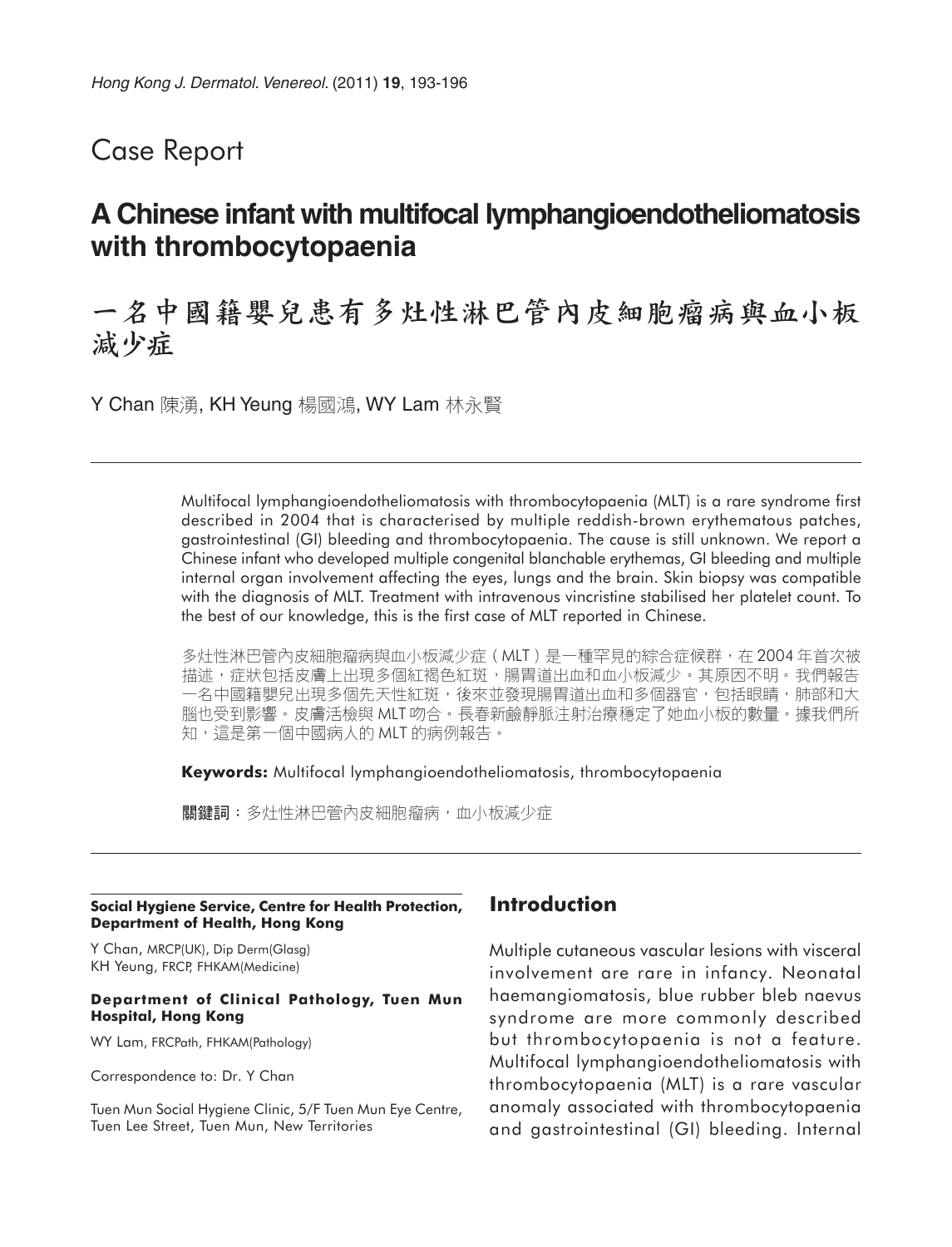# Case Report

## A Chinese infant with multifocal lymphangioendotheliomatosis with thrombocytopaenia

## 一名中國籍嬰兒患有多灶性淋巴管內皮細胞瘤病與血小板減少症

Y Chan 陳湧, KH Yeung 楊國鴻, WY Lam 林永賢

Multifocal lymphangioendotheliomatosis with thrombocytopaenia (MLT) is a rare syndrome first described in 2004 that is characterised by multiple reddish-brown erythematous patches, gastrointestinal (GI) bleeding and thrombocytopaenia. The cause is still unknown. We report a Chinese infant who developed multiple congenital blanchable erythemas, GI bleeding and multiple internal organ involvement affecting the eyes, lungs and the brain. Skin biopsy was compatible with the diagnosis of MLT. Treatment with intravenous vincristine stabilised her platelet count. To the best of our knowledge, this is the first case of MLT reported in Chinese.

多灶性淋巴管內皮細胞瘤病與血小板減少症（MLT）是一種罕見的綜合症候群，在 2004 年首次被描述，症狀包括皮膚上出現多個紅褐色紅斑，腸胃道出血和血小板減少。其原因不明。我們報告一名中國籍嬰兒出現多個先天性紅斑，後來並發現腸胃道出血和多個器官，包括眼睛，肺部和大腦也受到影響。皮膚活檢與 MLT 吻合。長春新鹼靜脈注射治療穩定了她血小板的數量。據我們所知，這是第一個中國病人的 MLT 的病例報告。

**Keywords:** Multifocal lymphangioendotheliomatosis, thrombocytopaenia

**關鍵詞：**多灶性淋巴管內皮細胞瘤病，血小板減少症

**Social Hygiene Service, Centre for Health Protection, Department of Health, Hong Kong**

Y Chan, MRCP(UK), Dip Derm(Glasg)
KH Yeung, FRCP, FHKAM(Medicine)

**Department of Clinical Pathology, Tuen Mun Hospital, Hong Kong**

WY Lam, FRCPath, FHKAM(Pathology)

Correspondence to: Dr. Y Chan

Tuen Mun Social Hygiene Clinic, 5/F Tuen Mun Eye Centre, Tuen Lee Street, Tuen Mun, New Territories

## Introduction

Multiple cutaneous vascular lesions with visceral involvement are rare in infancy. Neonatal haemangiomatosis, blue rubber bleb naevus syndrome are more commonly described but thrombocytopaenia is not a feature. Multifocal lymphangioendotheliomatosis with thrombocytopaenia (MLT) is a rare vascular anomaly associated with thrombocytopaenia and gastrointestinal (GI) bleeding. Internal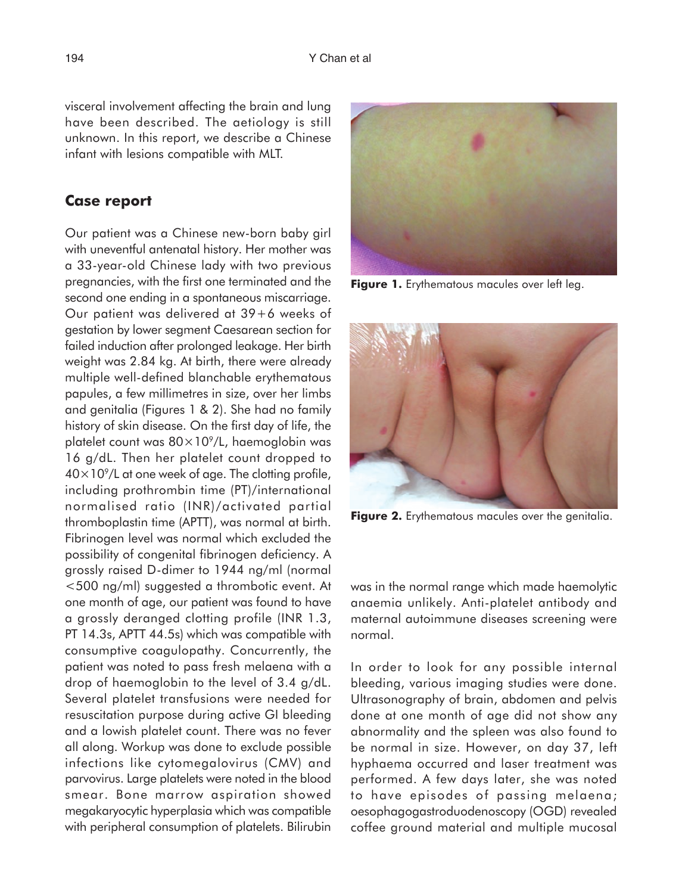visceral involvement affecting the brain and lung have been described. The aetiology is still unknown. In this report, we describe a Chinese infant with lesions compatible with MLT.

## Case report

Our patient was a Chinese new-born baby girl with uneventful antenatal history. Her mother was a 33-year-old Chinese lady with two previous pregnancies, with the first one terminated and the second one ending in a spontaneous miscarriage. Our patient was delivered at 39+6 weeks of gestation by lower segment Caesarean section for failed induction after prolonged leakage. Her birth weight was 2.84 kg. At birth, there were already multiple well-defined blanchable erythematous papules, a few millimetres in size, over her limbs and genitalia (Figures 1 & 2). She had no family history of skin disease. On the first day of life, the platelet count was $80\times10^9$/L, haemoglobin was 16 g/dL. Then her platelet count dropped to $40\times10^9$/L at one week of age. The clotting profile, including prothrombin time (PT)/international normalised ratio (INR)/activated partial thromboplastin time (APTT), was normal at birth. Fibrinogen level was normal which excluded the possibility of congenital fibrinogen deficiency. A grossly raised D-dimer to 1944 ng/ml (normal <500 ng/ml) suggested a thrombotic event. At one month of age, our patient was found to have a grossly deranged clotting profile (INR 1.3, PT 14.3s, APTT 44.5s) which was compatible with consumptive coagulopathy. Concurrently, the patient was noted to pass fresh melaena with a drop of haemoglobin to the level of 3.4 g/dL. Several platelet transfusions were needed for resuscitation purpose during active GI bleeding and a lowish platelet count. There was no fever all along. Workup was done to exclude possible infections like cytomegalovirus (CMV) and parvovirus. Large platelets were noted in the blood smear. Bone marrow aspiration showed megakaryocytic hyperplasia which was compatible with peripheral consumption of platelets. Bilirubin was in the normal range which made haemolytic anaemia unlikely. Anti-platelet antibody and maternal autoimmune diseases screening were normal.

**Figure 1.** Erythematous macules over left leg.

**Figure 2.** Erythematous macules over the genitalia.

In order to look for any possible internal bleeding, various imaging studies were done. Ultrasonography of brain, abdomen and pelvis done at one month of age did not show any abnormality and the spleen was also found to be normal in size. However, on day 37, left hyphaema occurred and laser treatment was performed. A few days later, she was noted to have episodes of passing melaena; oesophagogastroduodenoscopy (OGD) revealed coffee ground material and multiple mucosal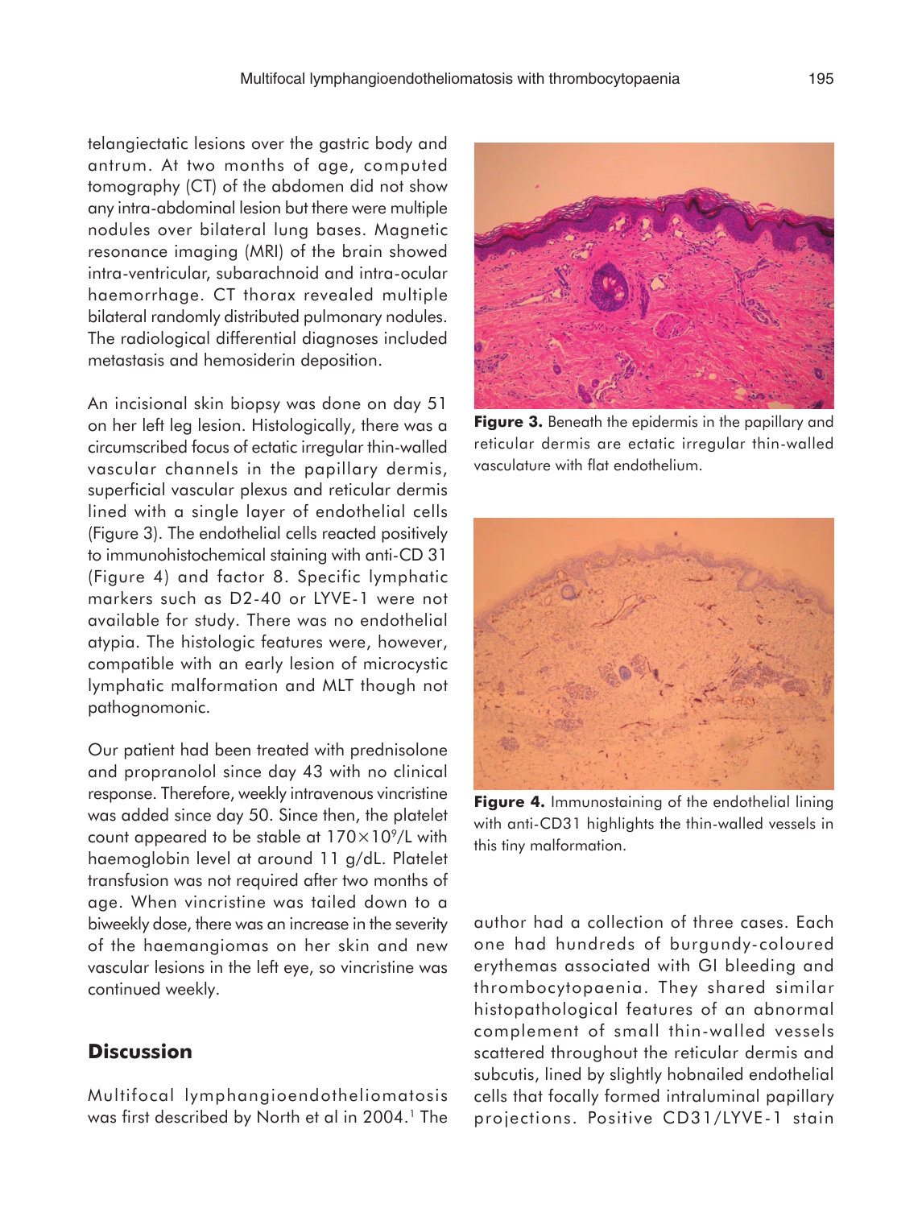telangiectatic lesions over the gastric body and antrum. At two months of age, computed tomography (CT) of the abdomen did not show any intra-abdominal lesion but there were multiple nodules over bilateral lung bases. Magnetic resonance imaging (MRI) of the brain showed intra-ventricular, subarachnoid and intra-ocular haemorrhage. CT thorax revealed multiple bilateral randomly distributed pulmonary nodules. The radiological differential diagnoses included metastasis and hemosiderin deposition.

An incisional skin biopsy was done on day 51 on her left leg lesion. Histologically, there was a circumscribed focus of ectatic irregular thin-walled vascular channels in the papillary dermis, superficial vascular plexus and reticular dermis lined with a single layer of endothelial cells (Figure 3). The endothelial cells reacted positively to immunohistochemical staining with anti-CD 31 (Figure 4) and factor 8. Specific lymphatic markers such as D2-40 or LYVE-1 were not available for study. There was no endothelial atypia. The histologic features were, however, compatible with an early lesion of microcystic lymphatic malformation and MLT though not pathognomonic.

Our patient had been treated with prednisolone and propranolol since day 43 with no clinical response. Therefore, weekly intravenous vincristine was added since day 50. Since then, the platelet count appeared to be stable at $170 \times 10^9$/L with haemoglobin level at around 11 g/dL. Platelet transfusion was not required after two months of age. When vincristine was tailed down to a biweekly dose, there was an increase in the severity of the haemangiomas on her skin and new vascular lesions in the left eye, so vincristine was continued weekly.

**Figure 3.** Beneath the epidermis in the papillary and reticular dermis are ectatic irregular thin-walled vasculature with flat endothelium.

**Figure 4.** Immunostaining of the endothelial lining with anti-CD31 highlights the thin-walled vessels in this tiny malformation.

## Discussion

Multifocal lymphangioendotheliomatosis was first described by North et al in 2004.[1] The author had a collection of three cases. Each one had hundreds of burgundy-coloured erythemas associated with GI bleeding and thrombocytopaenia. They shared similar histopathological features of an abnormal complement of small thin-walled vessels scattered throughout the reticular dermis and subcutis, lined by slightly hobnailed endothelial cells that focally formed intraluminal papillary projections. Positive CD31/LYVE-1 stain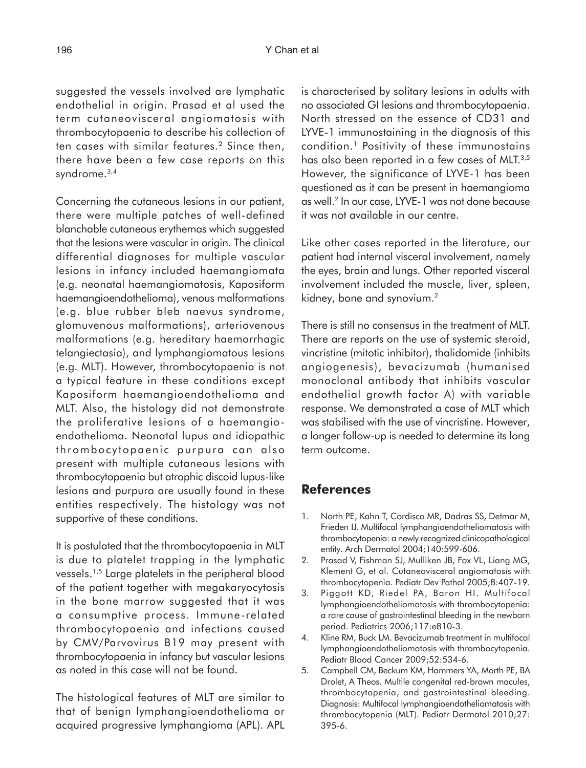suggested the vessels involved are lymphatic endothelial in origin. Prasad et al used the term cutaneovisceral angiomatosis with thrombocytopaenia to describe his collection of ten cases with similar features.[2] Since then, there have been a few case reports on this syndrome.[3,4]

Concerning the cutaneous lesions in our patient, there were multiple patches of well-defined blanchable cutaneous erythemas which suggested that the lesions were vascular in origin. The clinical differential diagnoses for multiple vascular lesions in infancy included haemangiomata (e.g. neonatal haemangiomatosis, Kaposiform haemangioendothelioma), venous malformations (e.g. blue rubber bleb naevus syndrome, glomuvenous malformations), arteriovenous malformations (e.g. hereditary haemorrhagic telangiectasia), and lymphangiomatous lesions (e.g. MLT). However, thrombocytopaenia is not a typical feature in these conditions except Kaposiform haemangioendothelioma and MLT. Also, the histology did not demonstrate the proliferative lesions of a haemangioendothelioma. Neonatal lupus and idiopathic thrombocytopaenic purpura can also present with multiple cutaneous lesions with thrombocytopaenia but atrophic discoid lupus-like lesions and purpura are usually found in these entities respectively. The histology was not supportive of these conditions.

It is postulated that the thrombocytopaenia in MLT is due to platelet trapping in the lymphatic vessels.[1,5] Large platelets in the peripheral blood of the patient together with megakaryocytosis in the bone marrow suggested that it was a consumptive process. Immune-related thrombocytopaenia and infections caused by CMV/Parvovirus B19 may present with thrombocytopaenia in infancy but vascular lesions as noted in this case will not be found.

The histological features of MLT are similar to that of benign lymphangioendothelioma or acquired progressive lymphangioma (APL). APL is characterised by solitary lesions in adults with no associated GI lesions and thrombocytopaenia. North stressed on the essence of CD31 and LYVE-1 immunostaining in the diagnosis of this condition.[1] Positivity of these immunostains has also been reported in a few cases of MLT.[3,5] However, the significance of LYVE-1 has been questioned as it can be present in haemangioma as well.[2] In our case, LYVE-1 was not done because it was not available in our centre.

Like other cases reported in the literature, our patient had internal visceral involvement, namely the eyes, brain and lungs. Other reported visceral involvement included the muscle, liver, spleen, kidney, bone and synovium.[2]

There is still no consensus in the treatment of MLT. There are reports on the use of systemic steroid, vincristine (mitotic inhibitor), thalidomide (inhibits angiogenesis), bevacizumab (humanised monoclonal antibody that inhibits vascular endothelial growth factor A) with variable response. We demonstrated a case of MLT which was stabilised with the use of vincristine. However, a longer follow-up is needed to determine its long term outcome.

## References

1. North PE, Kahn T, Cordisco MR, Dadras SS, Detmar M, Frieden IJ. Multifocal lymphangioendotheliomatosis with thrombocytopenia: a newly recognized clinicopathological entity. Arch Dermatol 2004;140:599-606.
2. Prasad V, Fishman SJ, Mulliken JB, Fox VL, Liang MG, Klement G, et al. Cutaneovisceral angiomatosis with thrombocytopenia. Pediatr Dev Pathol 2005;8:407-19.
3. Piggott KD, Riedel PA, Baron HI. Multifocal lymphangioendotheliomatosis with thrombocytopenia: a rare cause of gastrointestinal bleeding in the newborn period. Pediatrics 2006;117:e810-3.
4. Kline RM, Buck LM. Bevacizumab treatment in multifocal lymphangioendotheliomatosis with thrombocytopenia. Pediatr Blood Cancer 2009;52:534-6.
5. Campbell CM, Beckum KM, Hammers YA, Morth PE, BA Drolet, A Theos. Multile congenital red-brown macules, thrombocytopenia, and gastrointestinal bleeding. Diagnosis: Multifocal lymphangioendotheliomatosis with thrombocytopenia (MLT). Pediatr Dermatol 2010;27: 395-6.